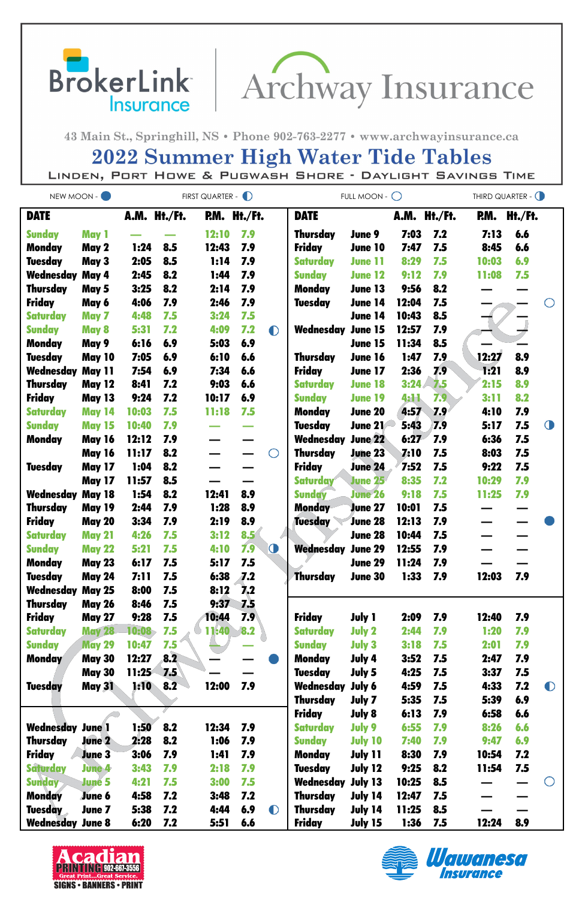BrokerLink Insurance | Archway Insurance

43 Main St., Springhill, NS • Phone 902-763-2277 • www.archwayinsurance.ca

# 2022 Summer High Water Tide Tables

## Linden, Port Howe & Pugwash Shore - Daylight Savings Time

NEW MOON - ● FIRST QUARTER - ◐ FULL MOON - ○ THIRD QUARTER - ◑

| DATE | | A.M. | Ht./Ft. | P.M. | Ht./Ft. | |
|---|---|---|---|---|---|---|
| Sunday | May 1 | — | — | 12:10 | 7.9 | |
| Monday | May 2 | 1:24 | 8.5 | 12:43 | 7.9 | |
| Tuesday | May 3 | 2:05 | 8.5 | 1:14 | 7.9 | |
| Wednesday | May 4 | 2:45 | 8.2 | 1:44 | 7.9 | |
| Thursday | May 5 | 3:25 | 8.2 | 2:14 | 7.9 | |
| Friday | May 6 | 4:06 | 7.9 | 2:46 | 7.9 | |
| Saturday | May 7 | 4:48 | 7.5 | 3:24 | 7.5 | |
| Sunday | May 8 | 5:31 | 7.2 | 4:09 | 7.2 | ◐ |
| Monday | May 9 | 6:16 | 6.9 | 5:03 | 6.9 | |
| Tuesday | May 10 | 7:05 | 6.9 | 6:10 | 6.6 | |
| Wednesday | May 11 | 7:54 | 6.9 | 7:34 | 6.6 | |
| Thursday | May 12 | 8:41 | 7.2 | 9:03 | 6.6 | |
| Friday | May 13 | 9:24 | 7.2 | 10:17 | 6.9 | |
| Saturday | May 14 | 10:03 | 7.5 | 11:18 | 7.5 | |
| Sunday | May 15 | 10:40 | 7.9 | — | — | |
| Monday | May 16 | 12:12 | 7.9 | — | — | |
| | May 16 | 11:17 | 8.2 | — | — | ○ |
| Tuesday | May 17 | 1:04 | 8.2 | — | — | |
| | May 17 | 11:57 | 8.5 | — | — | |
| Wednesday | May 18 | 1:54 | 8.2 | 12:41 | 8.9 | |
| Thursday | May 19 | 2:44 | 7.9 | 1:28 | 8.9 | |
| Friday | May 20 | 3:34 | 7.9 | 2:19 | 8.9 | |
| Saturday | May 21 | 4:26 | 7.5 | 3:12 | 8.5 | |
| Sunday | May 22 | 5:21 | 7.5 | 4:10 | 7.9 | ◑ |
| Monday | May 23 | 6:17 | 7.5 | 5:17 | 7.5 | |
| Tuesday | May 24 | 7:11 | 7.5 | 6:38 | 7.2 | |
| Wednesday | May 25 | 8:00 | 7.5 | 8:12 | 7.2 | |
| Thursday | May 26 | 8:46 | 7.5 | 9:37 | 7.5 | |
| Friday | May 27 | 9:28 | 7.5 | 10:44 | 7.9 | |
| Saturday | May 28 | 10:08 | 7.5 | 11:40 | 8.2 | |
| Sunday | May 29 | 10:47 | 7.5 | — | — | |
| Monday | May 30 | 12:27 | 8.2 | — | — | ● |
| | May 30 | 11:25 | 7.5 | — | — | |
| Tuesday | May 31 | 1:10 | 8.2 | 12:00 | 7.9 | |
| Wednesday | June 1 | 1:50 | 8.2 | 12:34 | 7.9 | |
| Thursday | June 2 | 2:28 | 8.2 | 1:06 | 7.9 | |
| Friday | June 3 | 3:06 | 7.9 | 1:41 | 7.9 | |
| Saturday | June 4 | 3:43 | 7.9 | 2:18 | 7.9 | |
| Sunday | June 5 | 4:21 | 7.5 | 3:00 | 7.5 | |
| Monday | June 6 | 4:58 | 7.2 | 3:48 | 7.2 | |
| Tuesday | June 7 | 5:38 | 7.2 | 4:44 | 6.9 | ◐ |
| Wednesday | June 8 | 6:20 | 7.2 | 5:51 | 6.6 | |
| Thursday | June 9 | 7:03 | 7.2 | 7:13 | 6.6 | |
| Friday | June 10 | 7:47 | 7.5 | 8:45 | 6.6 | |
| Saturday | June 11 | 8:29 | 7.5 | 10:03 | 6.9 | |
| Sunday | June 12 | 9:12 | 7.9 | 11:08 | 7.5 | |
| Monday | June 13 | 9:56 | 8.2 | — | — | |
| Tuesday | June 14 | 12:04 | 7.5 | — | — | ○ |
| | June 14 | 10:43 | 8.5 | — | — | |
| Wednesday | June 15 | 12:57 | 7.9 | — | — | |
| | June 15 | 11:34 | 8.5 | — | — | |
| Thursday | June 16 | 1:47 | 7.9 | 12:27 | 8.9 | |
| Friday | June 17 | 2:36 | 7.9 | 1:21 | 8.9 | |
| Saturday | June 18 | 3:24 | 7.5 | 2:15 | 8.9 | |
| Sunday | June 19 | 4:11 | 7.9 | 3:11 | 8.2 | |
| Monday | June 20 | 4:57 | 7.9 | 4:10 | 7.9 | |
| Tuesday | June 21 | 5:43 | 7.9 | 5:17 | 7.5 | ◑ |
| Wednesday | June 22 | 6:27 | 7.9 | 6:36 | 7.5 | |
| Thursday | June 23 | 7:10 | 7.5 | 8:03 | 7.5 | |
| Friday | June 24 | 7:52 | 7.5 | 9:22 | 7.5 | |
| Saturday | June 25 | 8:35 | 7.2 | 10:29 | 7.9 | |
| Sunday | June 26 | 9:18 | 7.5 | 11:25 | 7.9 | |
| Monday | June 27 | 10:01 | 7.5 | — | — | |
| Tuesday | June 28 | 12:13 | 7.9 | — | — | ● |
| | June 28 | 10:44 | 7.5 | — | — | |
| Wednesday | June 29 | 12:55 | 7.9 | — | — | |
| | June 29 | 11:24 | 7.9 | — | — | |
| Thursday | June 30 | 1:33 | 7.9 | 12:03 | 7.9 | |
| Friday | July 1 | 2:09 | 7.9 | 12:40 | 7.9 | |
| Saturday | July 2 | 2:44 | 7.9 | 1:20 | 7.9 | |
| Sunday | July 3 | 3:18 | 7.5 | 2:01 | 7.9 | |
| Monday | July 4 | 3:52 | 7.5 | 2:47 | 7.9 | |
| Tuesday | July 5 | 4:25 | 7.5 | 3:37 | 7.5 | |
| Wednesday | July 6 | 4:59 | 7.5 | 4:33 | 7.2 | ◐ |
| Thursday | July 7 | 5:35 | 7.5 | 5:39 | 6.9 | |
| Friday | July 8 | 6:13 | 7.9 | 6:58 | 6.6 | |
| Saturday | July 9 | 6:55 | 7.9 | 8:26 | 6.6 | |
| Sunday | July 10 | 7:40 | 7.9 | 9:47 | 6.9 | |
| Monday | July 11 | 8:30 | 7.9 | 10:54 | 7.2 | |
| Tuesday | July 12 | 9:25 | 8.2 | 11:54 | 7.5 | |
| Wednesday | July 13 | 10:25 | 8.5 | — | — | ○ |
| Thursday | July 14 | 12:47 | 7.5 | — | — | |
| Thursday | July 14 | 11:25 | 8.5 | — | — | |
| Friday | July 15 | 1:36 | 7.5 | 12:24 | 8.9 | |

Acadian Printing 902-667-3556 Great Print...Great Service. SIGNS • BANNERS • PRINT

Wawanesa Insurance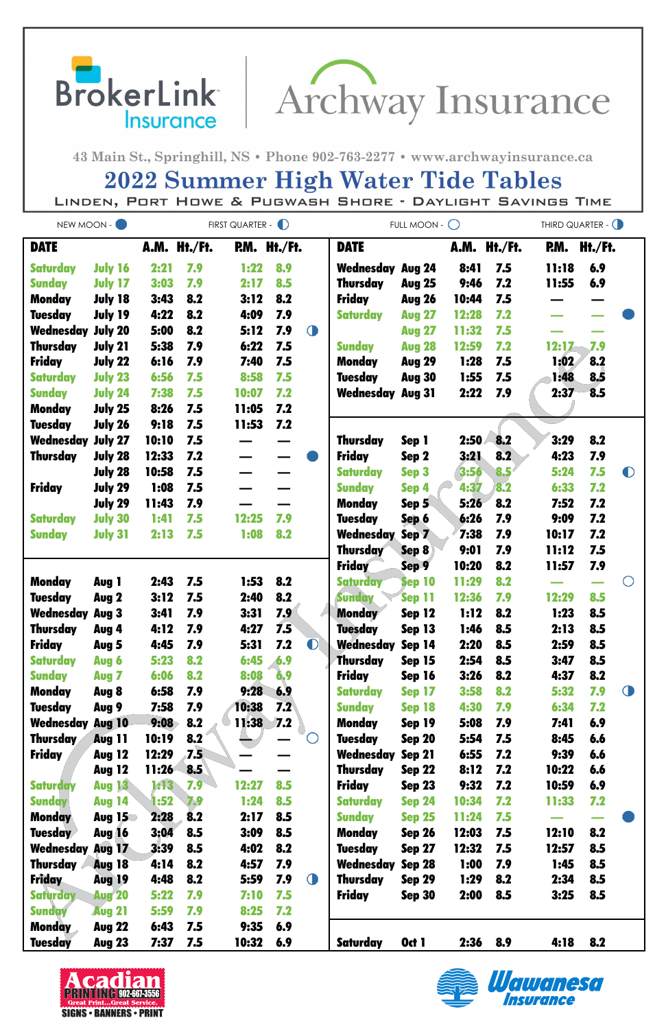BrokerLink Insurance | Archway Insurance

43 Main St., Springhill, NS • Phone 902-763-2277 • www.archwayinsurance.ca

# 2022 Summer High Water Tide Tables

## Linden, Port Howe & Pugwash Shore - Daylight Savings Time

NEW MOON - ● FIRST QUARTER - ◐ FULL MOON - ○ THIRD QUARTER - ◑

| DATE | | A.M. | Ht./Ft. | P.M. | Ht./Ft. | |
|---|---|---|---|---|---|---|
| Saturday | July 16 | 2:21 | 7.9 | 1:22 | 8.9 | |
| Sunday | July 17 | 3:03 | 7.9 | 2:17 | 8.5 | |
| Monday | July 18 | 3:43 | 8.2 | 3:12 | 8.2 | |
| Tuesday | July 19 | 4:22 | 8.2 | 4:09 | 7.9 | |
| Wednesday | July 20 | 5:00 | 8.2 | 5:12 | 7.9 | ◑ |
| Thursday | July 21 | 5:38 | 7.9 | 6:22 | 7.5 | |
| Friday | July 22 | 6:16 | 7.9 | 7:40 | 7.5 | |
| Saturday | July 23 | 6:56 | 7.5 | 8:58 | 7.5 | |
| Sunday | July 24 | 7:38 | 7.5 | 10:07 | 7.2 | |
| Monday | July 25 | 8:26 | 7.5 | 11:05 | 7.2 | |
| Tuesday | July 26 | 9:18 | 7.5 | 11:53 | 7.2 | |
| Wednesday | July 27 | 10:10 | 7.5 | — | — | |
| Thursday | July 28 | 12:33 | 7.2 | — | — | ● |
| | July 28 | 10:58 | 7.5 | — | — | |
| Friday | July 29 | 1:08 | 7.5 | — | — | |
| | July 29 | 11:43 | 7.9 | — | — | |
| Saturday | July 30 | 1:41 | 7.5 | 12:25 | 7.9 | |
| Sunday | July 31 | 2:13 | 7.5 | 1:08 | 8.2 | |
| Monday | Aug 1 | 2:43 | 7.5 | 1:53 | 8.2 | |
| Tuesday | Aug 2 | 3:12 | 7.5 | 2:40 | 8.2 | |
| Wednesday | Aug 3 | 3:41 | 7.9 | 3:31 | 7.9 | |
| Thursday | Aug 4 | 4:12 | 7.9 | 4:27 | 7.5 | |
| Friday | Aug 5 | 4:45 | 7.9 | 5:31 | 7.2 | ◐ |
| Saturday | Aug 6 | 5:23 | 8.2 | 6:45 | 6.9 | |
| Sunday | Aug 7 | 6:06 | 8.2 | 8:08 | 6.9 | |
| Monday | Aug 8 | 6:58 | 7.9 | 9:28 | 6.9 | |
| Tuesday | Aug 9 | 7:58 | 7.9 | 10:38 | 7.2 | |
| Wednesday | Aug 10 | 9:08 | 8.2 | 11:38 | 7.2 | |
| Thursday | Aug 11 | 10:19 | 8.2 | — | — | ○ |
| Friday | Aug 12 | 12:29 | 7.5 | — | — | |
| | Aug 12 | 11:26 | 8.5 | — | — | |
| Saturday | Aug 13 | 1:13 | 7.9 | 12:27 | 8.5 | |
| Sunday | Aug 14 | 1:52 | 7.9 | 1:24 | 8.5 | |
| Monday | Aug 15 | 2:28 | 8.2 | 2:17 | 8.5 | |
| Tuesday | Aug 16 | 3:04 | 8.5 | 3:09 | 8.5 | |
| Wednesday | Aug 17 | 3:39 | 8.5 | 4:02 | 8.2 | |
| Thursday | Aug 18 | 4:14 | 8.2 | 4:57 | 7.9 | |
| Friday | Aug 19 | 4:48 | 8.2 | 5:59 | 7.9 | ◑ |
| Saturday | Aug 20 | 5:22 | 7.9 | 7:10 | 7.5 | |
| Sunday | Aug 21 | 5:59 | 7.9 | 8:25 | 7.2 | |
| Monday | Aug 22 | 6:43 | 7.5 | 9:35 | 6.9 | |
| Tuesday | Aug 23 | 7:37 | 7.5 | 10:32 | 6.9 | |
| Wednesday | Aug 24 | 8:41 | 7.5 | 11:18 | 6.9 | |
| Thursday | Aug 25 | 9:46 | 7.2 | 11:55 | 6.9 | |
| Friday | Aug 26 | 10:44 | 7.5 | — | — | |
| Saturday | Aug 27 | 12:28 | 7.2 | — | — | ● |
| | Aug 27 | 11:32 | 7.5 | — | — | |
| Sunday | Aug 28 | 12:59 | 7.2 | 12:17 | 7.9 | |
| Monday | Aug 29 | 1:28 | 7.5 | 1:02 | 8.2 | |
| Tuesday | Aug 30 | 1:55 | 7.5 | 1:48 | 8.5 | |
| Wednesday | Aug 31 | 2:22 | 7.9 | 2:37 | 8.5 | |
| Thursday | Sep 1 | 2:50 | 8.2 | 3:29 | 8.2 | |
| Friday | Sep 2 | 3:21 | 8.2 | 4:23 | 7.9 | |
| Saturday | Sep 3 | 3:56 | 8.5 | 5:24 | 7.5 | ◐ |
| Sunday | Sep 4 | 4:37 | 8.2 | 6:33 | 7.2 | |
| Monday | Sep 5 | 5:26 | 8.2 | 7:52 | 7.2 | |
| Tuesday | Sep 6 | 6:26 | 7.9 | 9:09 | 7.2 | |
| Wednesday | Sep 7 | 7:38 | 7.9 | 10:17 | 7.2 | |
| Thursday | Sep 8 | 9:01 | 7.9 | 11:12 | 7.5 | |
| Friday | Sep 9 | 10:20 | 8.2 | 11:57 | 7.9 | |
| Saturday | Sep 10 | 11:29 | 8.2 | — | — | ○ |
| Sunday | Sep 11 | 12:36 | 7.9 | 12:29 | 8.5 | |
| Monday | Sep 12 | 1:12 | 8.2 | 1:23 | 8.5 | |
| Tuesday | Sep 13 | 1:46 | 8.5 | 2:13 | 8.5 | |
| Wednesday | Sep 14 | 2:20 | 8.5 | 2:59 | 8.5 | |
| Thursday | Sep 15 | 2:54 | 8.5 | 3:47 | 8.5 | |
| Friday | Sep 16 | 3:26 | 8.2 | 4:37 | 8.2 | |
| Saturday | Sep 17 | 3:58 | 8.2 | 5:32 | 7.9 | ◑ |
| Sunday | Sep 18 | 4:30 | 7.9 | 6:34 | 7.2 | |
| Monday | Sep 19 | 5:08 | 7.9 | 7:41 | 6.9 | |
| Tuesday | Sep 20 | 5:54 | 7.5 | 8:45 | 6.6 | |
| Wednesday | Sep 21 | 6:55 | 7.2 | 9:39 | 6.6 | |
| Thursday | Sep 22 | 8:12 | 7.2 | 10:22 | 6.6 | |
| Friday | Sep 23 | 9:32 | 7.2 | 10:59 | 6.9 | |
| Saturday | Sep 24 | 10:34 | 7.2 | 11:33 | 7.2 | |
| Sunday | Sep 25 | 11:24 | 7.5 | — | — | ● |
| Monday | Sep 26 | 12:03 | 7.5 | 12:10 | 8.2 | |
| Tuesday | Sep 27 | 12:32 | 7.5 | 12:57 | 8.5 | |
| Wednesday | Sep 28 | 1:00 | 7.9 | 1:45 | 8.5 | |
| Thursday | Sep 29 | 1:29 | 8.2 | 2:34 | 8.5 | |
| Friday | Sep 30 | 2:00 | 8.5 | 3:25 | 8.5 | |
| Saturday | Oct 1 | 2:36 | 8.9 | 4:18 | 8.2 | |

Acadian Printing 902-667-3556 Great Print...Great Service. SIGNS • BANNERS • PRINT

Wawanesa Insurance